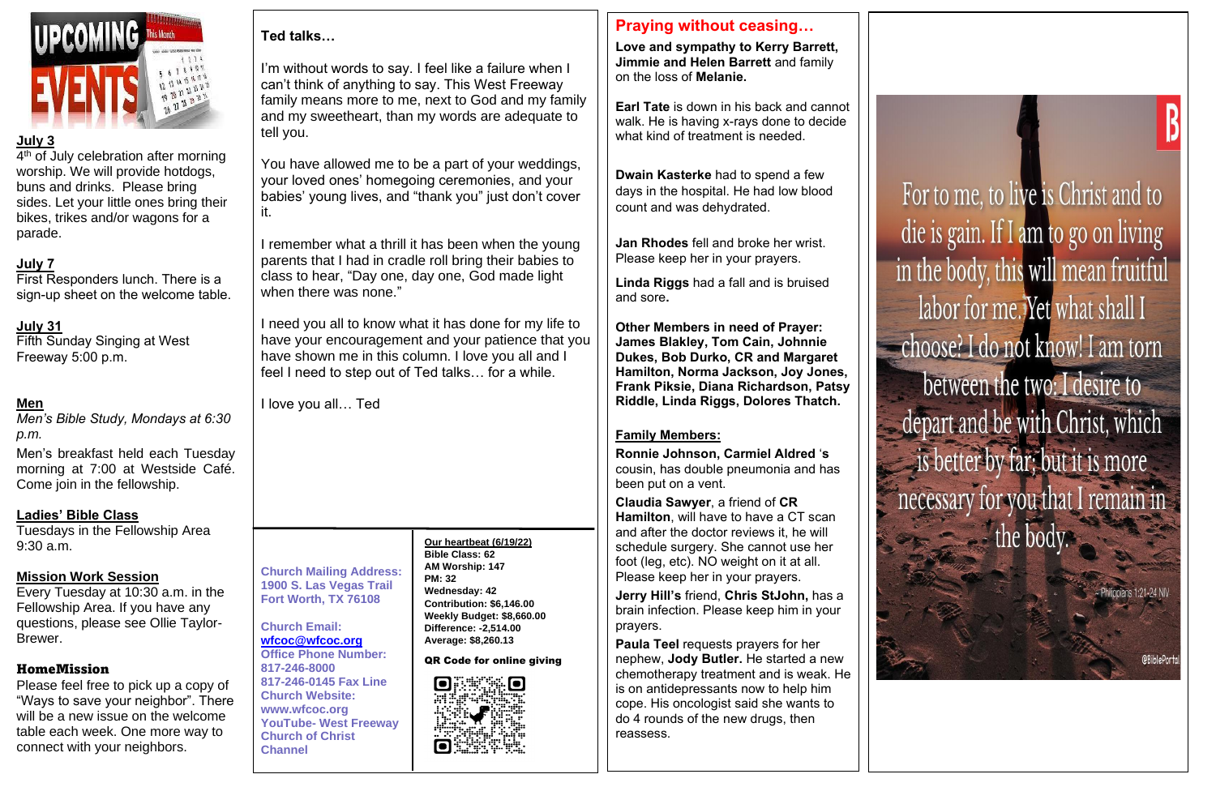## July 3

4th of July celebration after morning worship. We will provide hotdogs, buns and drinks. Please bring sides. Let your little ones bring their bikes, trikes and/or wagons for a parade.

## July 7

First Responders lunch. There is a sign-up sheet on the welcome table.

## July 31

Fifth Sunday Singing at West Freeway 5:00 p.m.

## Men

*Men's Bible Study, Mondays at 6:30 p.m.*

Men's breakfast held each Tuesday morning at 7:00 at Westside Café. Come join in the fellowship.

## Ladies' Bible Class

Tuesdays in the Fellowship Area 9:30 a.m.

## Mission Work Session

Every Tuesday at 10:30 a.m. in the Fellowship Area. If you have any questions, please see Ollie Taylor-Brewer.

## HomeMission

Please feel free to pick up a copy of "Ways to save your neighbor". There will be a new issue on the welcome table each week. One more way to connect with your neighbors.

## Ted talks…

I'm without words to say. I feel like a failure when I can't think of anything to say. This West Freeway family means more to me, next to God and my family and my sweetheart, than my words are adequate to tell you.

You have allowed me to be a part of your weddings, your loved ones' homegoing ceremonies, and your babies' young lives, and "thank you" just don't cover it.

I remember what a thrill it has been when the young parents that I had in cradle roll bring their babies to class to hear, "Day one, day one, God made light when there was none."

I need you all to know what it has done for my life to have your encouragement and your patience that you have shown me in this column. I love you all and I feel I need to step out of Ted talks… for a while.

I love you all… Ted

**Church Mailing Address:**
**1900 S. Las Vegas Trail**
**Fort Worth, TX 76108**

**Church Email:** **wfcoc@wfcoc.org**
**Office Phone Number:** **817-246-8000**
**817-246-0145 Fax Line**
**Church Website:** **www.wfcoc.org**
**YouTube- West Freeway Church of Christ Channel**

**Our heartbeat (6/19/22)**
**Bible Class: 62**
**AM Worship: 147**
**PM: 32**
**Wednesday: 42**
**Contribution: $6,146.00**
**Weekly Budget: $8,660.00**
**Difference: -2,514.00**
**Average: $8,260.13**

**QR Code for online giving**

## Praying without ceasing…

**Love and sympathy to Kerry Barrett, Jimmie and Helen Barrett** and family on the loss of **Melanie.**

**Earl Tate** is down in his back and cannot walk. He is having x-rays done to decide what kind of treatment is needed.

**Dwain Kasterke** had to spend a few days in the hospital. He had low blood count and was dehydrated.

**Jan Rhodes** fell and broke her wrist. Please keep her in your prayers.

**Linda Riggs** had a fall and is bruised and sore**.**

**Other Members in need of Prayer: James Blakley, Tom Cain, Johnnie Dukes, Bob Durko, CR and Margaret Hamilton, Norma Jackson, Joy Jones, Frank Piksie, Diana Richardson, Patsy Riddle, Linda Riggs, Dolores Thatch.**

**Family Members:**

**Ronnie Johnson, Carmiel Aldred** '**s** cousin, has double pneumonia and has been put on a vent.

**Claudia Sawyer**, a friend of **CR Hamilton**, will have to have a CT scan and after the doctor reviews it, he will schedule surgery. She cannot use her foot (leg, etc). NO weight on it at all. Please keep her in your prayers.

**Jerry Hill's** friend, **Chris StJohn,** has a brain infection. Please keep him in your prayers.

**Paula Teel** requests prayers for her nephew, **Jody Butler.** He started a new chemotherapy treatment and is weak. He is on antidepressants now to help him cope. His oncologist said she wants to do 4 rounds of the new drugs, then reassess.

For to me, to live is Christ and to die is gain. If I am to go on living in the body, this will mean fruitful labor for me. Yet what shall I choose? I do not know! I am torn between the two: I desire to depart and be with Christ, which is better by far; but it is more necessary for you that I remain in the body.

- Philippians 1:21-24 NIV

@BiblePortal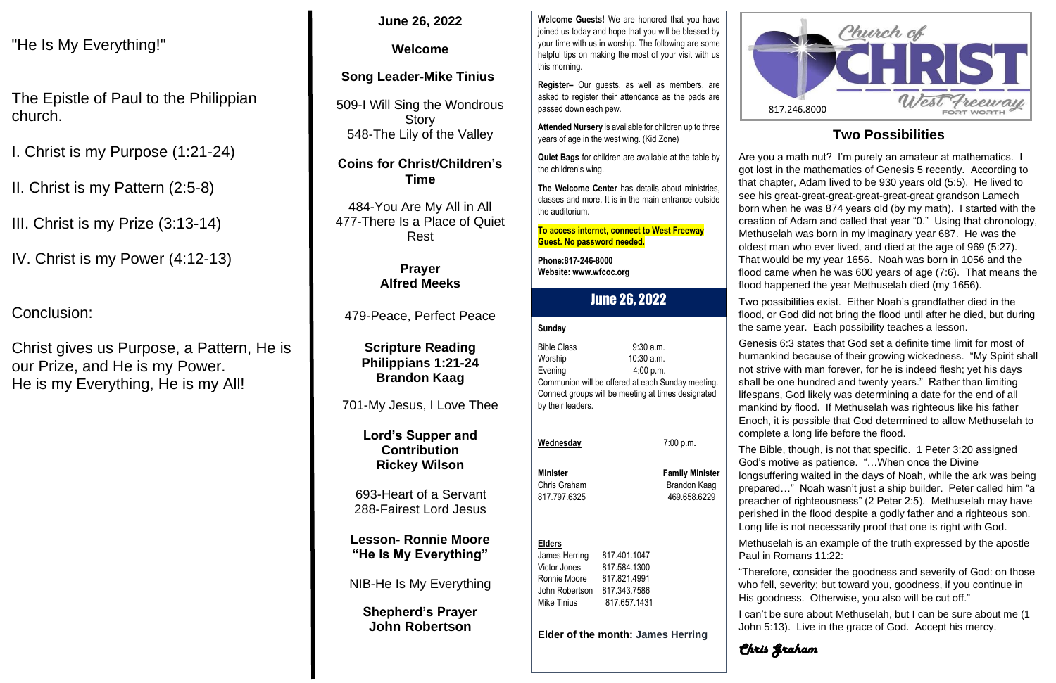"He Is My Everything!"

The Epistle of Paul to the Philippian church.

I. Christ is my Purpose (1:21-24)

II. Christ is my Pattern (2:5-8)

III. Christ is my Prize (3:13-14)

IV. Christ is my Power (4:12-13)

Conclusion:

Christ gives us Purpose, a Pattern, He is our Prize, and He is my Power.
He is my Everything, He is my All!

**June 26, 2022**

**Welcome**

**Song Leader-Mike Tinius**

509-I Will Sing the Wondrous Story
548-The Lily of the Valley

**Coins for Christ/Children's Time**

484-You Are My All in All
477-There Is a Place of Quiet Rest

**Prayer**
**Alfred Meeks**

479-Peace, Perfect Peace

**Scripture Reading**
**Philippians 1:21-24**
**Brandon Kaag**

701-My Jesus, I Love Thee

**Lord's Supper and Contribution**
**Rickey Wilson**

693-Heart of a Servant
288-Fairest Lord Jesus

**Lesson- Ronnie Moore**
**"He Is My Everything"**

NIB-He Is My Everything

**Shepherd's Prayer**
**John Robertson**

**Welcome Guests!** We are honored that you have joined us today and hope that you will be blessed by your time with us in worship. The following are some helpful tips on making the most of your visit with us this morning.

**Register–** Our guests, as well as members, are asked to register their attendance as the pads are passed down each pew.

**Attended Nursery** is available for children up to three years of age in the west wing. (Kid Zone)

**Quiet Bags** for children are available at the table by the children's wing.

**The Welcome Center** has details about ministries, classes and more. It is in the main entrance outside the auditorium.

**To access internet, connect to West Freeway Guest. No password needed.**

**Phone:817-246-8000**
**Website: www.wfcoc.org**

## June 26, 2022

**Sunday**

| | |
|---|---|
| Bible Class | 9:30 a.m. |
| Worship | 10:30 a.m. |
| Evening | 4:00 p.m. |

Communion will be offered at each Sunday meeting.
Connect groups will be meeting at times designated by their leaders.

**Wednesday** 7:00 p.m.

**Minister**
Chris Graham
817.797.6325

**Family Minister**
Brandon Kaag
469.658.6229

**Elders**

| | |
|---|---|
| James Herring | 817.401.1047 |
| Victor Jones | 817.584.1300 |
| Ronnie Moore | 817.821.4991 |
| John Robertson | 817.343.7586 |
| Mike Tinius | 817.657.1431 |

**Elder of the month: James Herring**

Church of CHRIST West Freeway FORT WORTH
817.246.8000

## Two Possibilities

Are you a math nut? I'm purely an amateur at mathematics. I got lost in the mathematics of Genesis 5 recently. According to that chapter, Adam lived to be 930 years old (5:5). He lived to see his great-great-great-great-great-great grandson Lamech born when he was 874 years old (by my math). I started with the creation of Adam and called that year "0." Using that chronology, Methuselah was born in my imaginary year 687. He was the oldest man who ever lived, and died at the age of 969 (5:27). That would be my year 1656. Noah was born in 1056 and the flood came when he was 600 years of age (7:6). That means the flood happened the year Methuselah died (my 1656).

Two possibilities exist. Either Noah's grandfather died in the flood, or God did not bring the flood until after he died, but during the same year. Each possibility teaches a lesson.

Genesis 6:3 states that God set a definite time limit for most of humankind because of their growing wickedness. "My Spirit shall not strive with man forever, for he is indeed flesh; yet his days shall be one hundred and twenty years." Rather than limiting lifespans, God likely was determining a date for the end of all mankind by flood. If Methuselah was righteous like his father Enoch, it is possible that God determined to allow Methuselah to complete a long life before the flood.

The Bible, though, is not that specific. 1 Peter 3:20 assigned God's motive as patience. "…When once the Divine longsuffering waited in the days of Noah, while the ark was being prepared…" Noah wasn't just a ship builder. Peter called him "a preacher of righteousness" (2 Peter 2:5). Methuselah may have perished in the flood despite a godly father and a righteous son. Long life is not necessarily proof that one is right with God.

Methuselah is an example of the truth expressed by the apostle Paul in Romans 11:22:

"Therefore, consider the goodness and severity of God: on those who fell, severity; but toward you, goodness, if you continue in His goodness. Otherwise, you also will be cut off."

I can't be sure about Methuselah, but I can be sure about me (1 John 5:13). Live in the grace of God. Accept his mercy.

*Chris Graham*